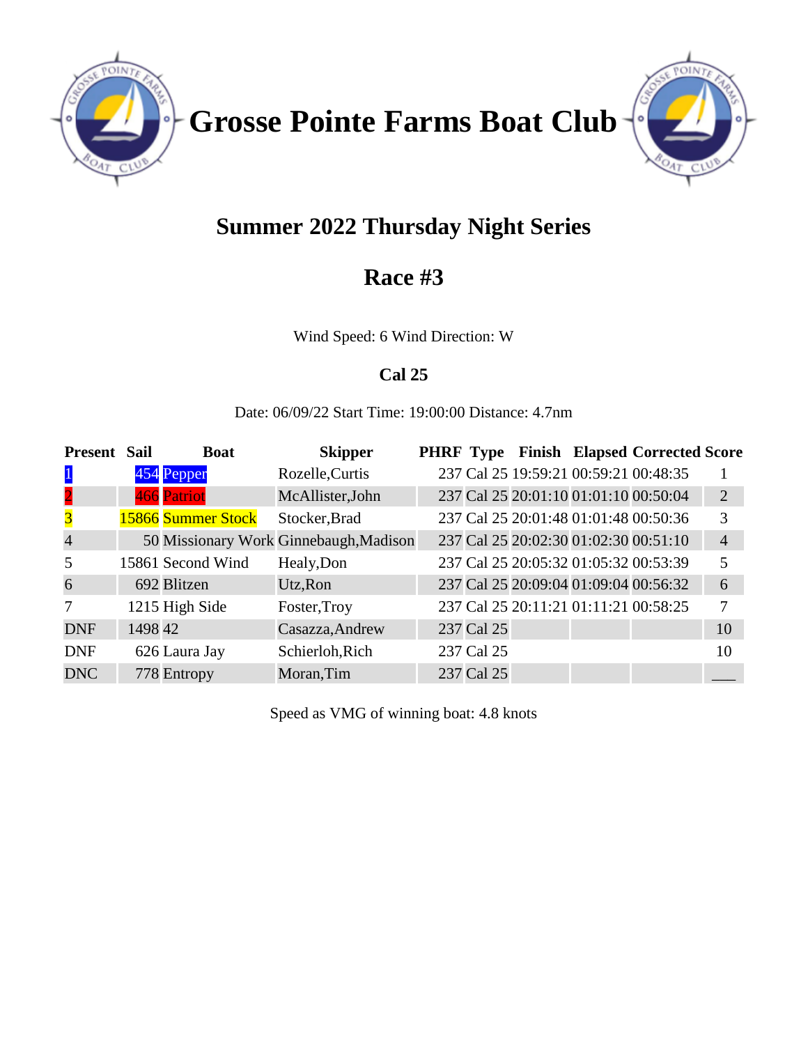# Grosse Pointe Farms Boat Club

## Summer 2022 Thursday Night Series

## Race #3

Wind Speed: 6 Wind Direction: W

### Cal 25

Date: 06/09/22 Start Time: 19:00:00 Distance: 4.7nm

| Present | Sail | Boat | Skipper | PHRF | Type | Finish | Elapsed | Corrected | Score |
|---|---|---|---|---|---|---|---|---|---|
| 1 | 454 | Pepper | Rozelle,Curtis | 237 | Cal 25 | 19:59:21 | 00:59:21 | 00:48:35 | 1 |
| 2 | 466 | Patriot | McAllister,John | 237 | Cal 25 | 20:01:10 | 01:01:10 | 00:50:04 | 2 |
| 3 | 15866 | Summer Stock | Stocker,Brad | 237 | Cal 25 | 20:01:48 | 01:01:48 | 00:50:36 | 3 |
| 4 | 50 | Missionary Work | Ginnebaugh,Madison | 237 | Cal 25 | 20:02:30 | 01:02:30 | 00:51:10 | 4 |
| 5 | 15861 | Second Wind | Healy,Don | 237 | Cal 25 | 20:05:32 | 01:05:32 | 00:53:39 | 5 |
| 6 | 692 | Blitzen | Utz,Ron | 237 | Cal 25 | 20:09:04 | 01:09:04 | 00:56:32 | 6 |
| 7 | 1215 | High Side | Foster,Troy | 237 | Cal 25 | 20:11:21 | 01:11:21 | 00:58:25 | 7 |
| DNF | 1498 | 42 | Casazza,Andrew | 237 | Cal 25 | | | | 10 |
| DNF | 626 | Laura Jay | Schierloh,Rich | 237 | Cal 25 | | | | 10 |
| DNC | 778 | Entropy | Moran,Tim | 237 | Cal 25 | | | | ___ |

Speed as VMG of winning boat: 4.8 knots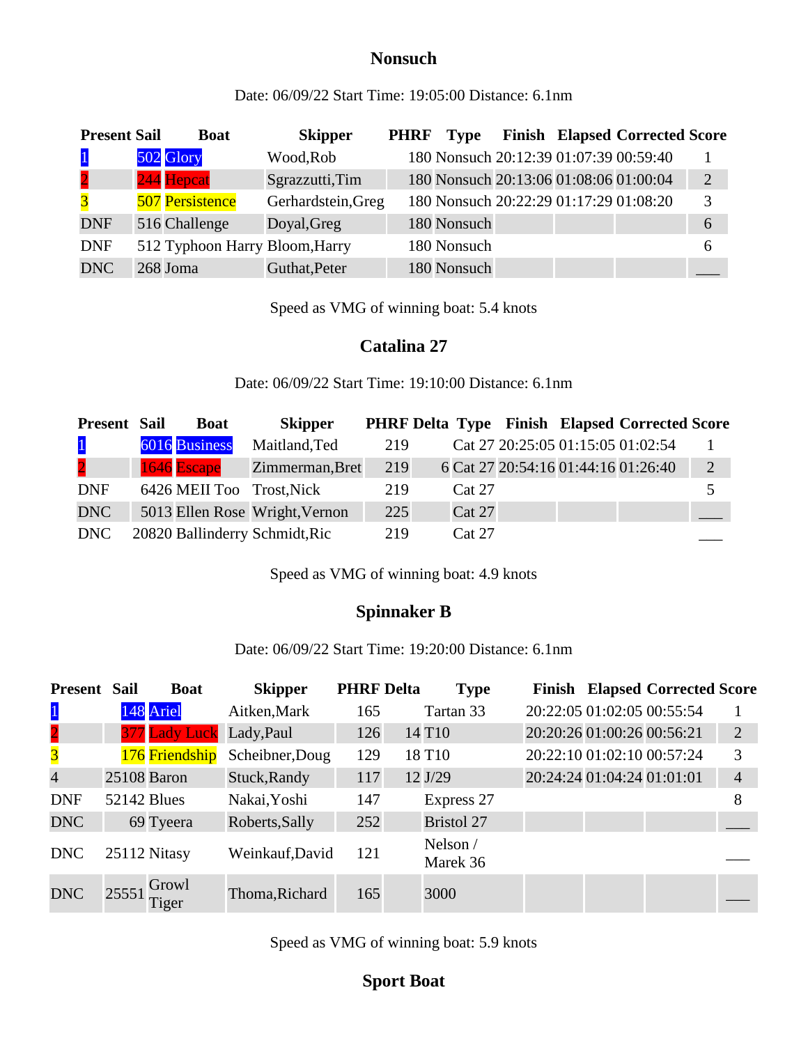### Nonsuch

Date: 06/09/22 Start Time: 19:05:00 Distance: 6.1nm

| Present | Sail | Boat | Skipper | PHRF | Type | Finish | Elapsed | Corrected | Score |
|---|---|---|---|---|---|---|---|---|---|
| 1 | 502 | Glory | Wood,Rob | 180 | Nonsuch | 20:12:39 | 01:07:39 | 00:59:40 | 1 |
| 2 | 244 | Hepcat | Sgrazzutti,Tim | 180 | Nonsuch | 20:13:06 | 01:08:06 | 01:00:04 | 2 |
| 3 | 507 | Persistence | Gerhardstein,Greg | 180 | Nonsuch | 20:22:29 | 01:17:29 | 01:08:20 | 3 |
| DNF | 516 | Challenge | Doyal,Greg | 180 | Nonsuch | | | | 6 |
| DNF | 512 | Typhoon Harry | Bloom,Harry | 180 | Nonsuch | | | | 6 |
| DNC | 268 | Joma | Guthat,Peter | 180 | Nonsuch | | | | ___ |

Speed as VMG of winning boat: 5.4 knots

### Catalina 27

Date: 06/09/22 Start Time: 19:10:00 Distance: 6.1nm

| Present | Sail | Boat | Skipper | PHRF | Delta | Type | Finish | Elapsed | Corrected | Score |
|---|---|---|---|---|---|---|---|---|---|---|
| 1 | 6016 | Business | Maitland,Ted | 219 | | Cat 27 | 20:25:05 | 01:15:05 | 01:02:54 | 1 |
| 2 | 1646 | Escape | Zimmerman,Bret | 219 | 6 | Cat 27 | 20:54:16 | 01:44:16 | 01:26:40 | 2 |
| DNF | 6426 | MEII Too | Trost,Nick | 219 | | Cat 27 | | | | 5 |
| DNC | 5013 | Ellen Rose | Wright,Vernon | 225 | | Cat 27 | | | | ___ |
| DNC | 20820 | Ballinderry | Schmidt,Ric | 219 | | Cat 27 | | | | ___ |

Speed as VMG of winning boat: 4.9 knots

### Spinnaker B

Date: 06/09/22 Start Time: 19:20:00 Distance: 6.1nm

| Present | Sail | Boat | Skipper | PHRF | Delta | Type | Finish | Elapsed | Corrected | Score |
|---|---|---|---|---|---|---|---|---|---|---|
| 1 | 148 | Ariel | Aitken,Mark | 165 | | Tartan 33 | 20:22:05 | 01:02:05 | 00:55:54 | 1 |
| 2 | 377 | Lady Luck | Lady,Paul | 126 | 14 | T10 | 20:20:26 | 01:00:26 | 00:56:21 | 2 |
| 3 | 176 | Friendship | Scheibner,Doug | 129 | 18 | T10 | 20:22:10 | 01:02:10 | 00:57:24 | 3 |
| 4 | 25108 | Baron | Stuck,Randy | 117 | 12 | J/29 | 20:24:24 | 01:04:24 | 01:01:01 | 4 |
| DNF | 52142 | Blues | Nakai,Yoshi | 147 | | Express 27 | | | | 8 |
| DNC | 69 | Tyeera | Roberts,Sally | 252 | | Bristol 27 | | | | ___ |
| DNC | 25112 | Nitasy | Weinkauf,David | 121 | | Nelson / Marek 36 | | | | ___ |
| DNC | 25551 | Growl Tiger | Thoma,Richard | 165 | | 3000 | | | | ___ |

Speed as VMG of winning boat: 5.9 knots

### Sport Boat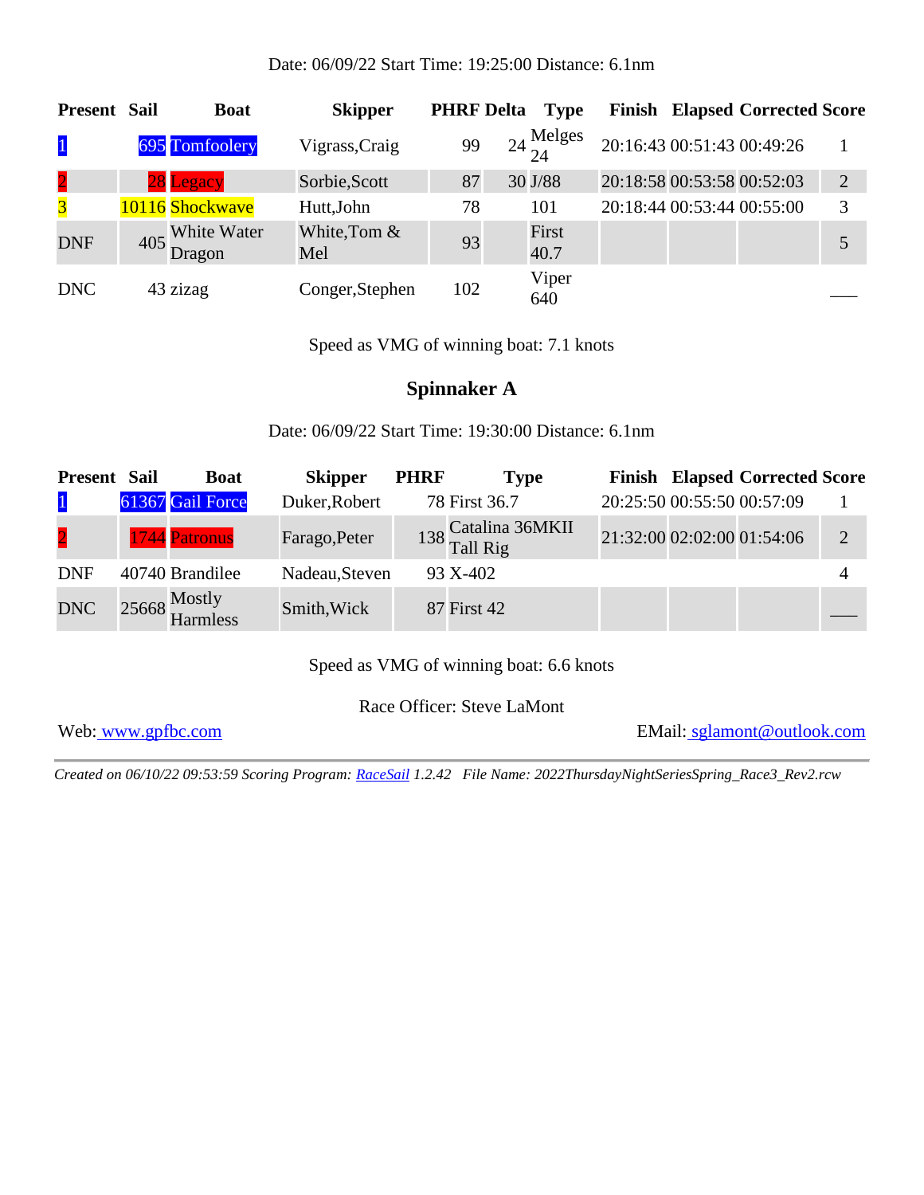Date: 06/09/22 Start Time: 19:25:00 Distance: 6.1nm

| Present | Sail | Boat | Skipper | PHRF | Delta | Type | Finish | Elapsed | Corrected | Score |
|---|---|---|---|---|---|---|---|---|---|---|
| 1 | 695 | Tomfoolery | Vigrass,Craig | 99 | 24 | Melges 24 | 20:16:43 | 00:51:43 | 00:49:26 | 1 |
| 2 | 28 | Legacy | Sorbie,Scott | 87 | 30 | J/88 | 20:18:58 | 00:53:58 | 00:52:03 | 2 |
| 3 | 10116 | Shockwave | Hutt,John | 78 | | 101 | 20:18:44 | 00:53:44 | 00:55:00 | 3 |
| DNF | 405 | White Water Dragon | White,Tom & Mel | 93 | | First 40.7 | | | | 5 |
| DNC | 43 | zizag | Conger,Stephen | 102 | | Viper 640 | | | | ___ |

Speed as VMG of winning boat: 7.1 knots

## Spinnaker A

Date: 06/09/22 Start Time: 19:30:00 Distance: 6.1nm

| Present | Sail | Boat | Skipper | PHRF | Type | Finish | Elapsed | Corrected | Score |
|---|---|---|---|---|---|---|---|---|---|
| 1 | 61367 | Gail Force | Duker,Robert | 78 | First 36.7 | 20:25:50 | 00:55:50 | 00:57:09 | 1 |
| 2 | 1744 | Patronus | Farago,Peter | 138 | Catalina 36MKII Tall Rig | 21:32:00 | 02:02:00 | 01:54:06 | 2 |
| DNF | 40740 | Brandilee | Nadeau,Steven | 93 | X-402 | | | | 4 |
| DNC | 25668 | Mostly Harmless | Smith,Wick | 87 | First 42 | | | | ___ |

Speed as VMG of winning boat: 6.6 knots

Race Officer: Steve LaMont

Web: www.gpfbc.com

EMail: sglamont@outlook.com

*Created on 06/10/22 09:53:59 Scoring Program: RaceSail 1.2.42 File Name: 2022ThursdayNightSeriesSpring_Race3_Rev2.rcw*